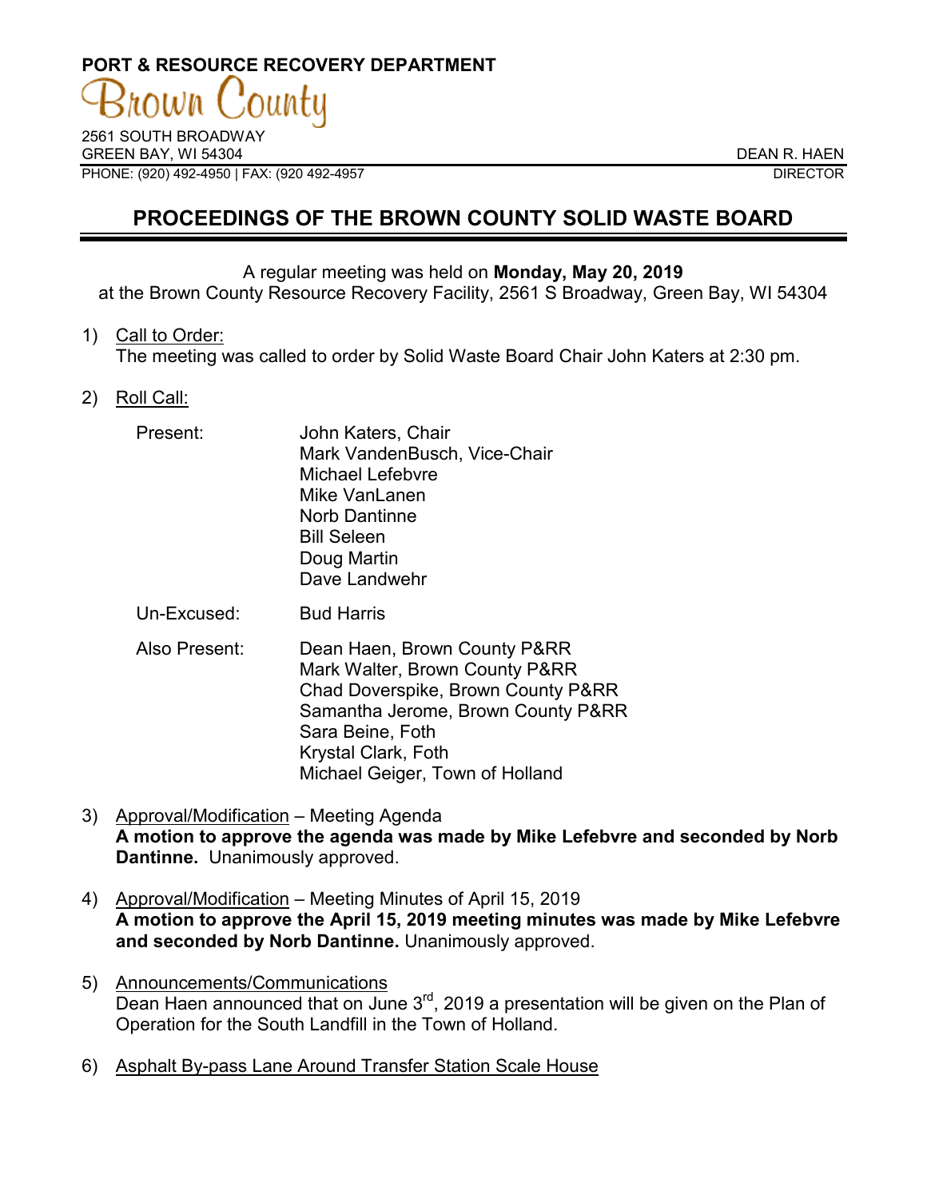**PORT & RESOURCE RECOVERY DEPARTMENT**

Brown County

2561 SOUTH BROADWAY
GREEN BAY, WI 54304
PHONE: (920) 492-4950 | FAX: (920 492-4957

DEAN R. HAEN
DIRECTOR

# PROCEEDINGS OF THE BROWN COUNTY SOLID WASTE BOARD

A regular meeting was held on **Monday, May 20, 2019**
at the Brown County Resource Recovery Facility, 2561 S Broadway, Green Bay, WI 54304

1) Call to Order:
The meeting was called to order by Solid Waste Board Chair John Katers at 2:30 pm.

2) Roll Call:

| | |
|---|---|
| Present: | John Katers, Chair<br>Mark VandenBusch, Vice-Chair<br>Michael Lefebvre<br>Mike VanLanen<br>Norb Dantinne<br>Bill Seleen<br>Doug Martin<br>Dave Landwehr |
| Un-Excused: | Bud Harris |
| Also Present: | Dean Haen, Brown County P&RR<br>Mark Walter, Brown County P&RR<br>Chad Doverspike, Brown County P&RR<br>Samantha Jerome, Brown County P&RR<br>Sara Beine, Foth<br>Krystal Clark, Foth<br>Michael Geiger, Town of Holland |

3) Approval/Modification – Meeting Agenda
**A motion to approve the agenda was made by Mike Lefebvre and seconded by Norb Dantinne.** Unanimously approved.

4) Approval/Modification – Meeting Minutes of April 15, 2019
**A motion to approve the April 15, 2019 meeting minutes was made by Mike Lefebvre and seconded by Norb Dantinne.** Unanimously approved.

5) Announcements/Communications
Dean Haen announced that on June 3rd, 2019 a presentation will be given on the Plan of Operation for the South Landfill in the Town of Holland.

6) Asphalt By-pass Lane Around Transfer Station Scale House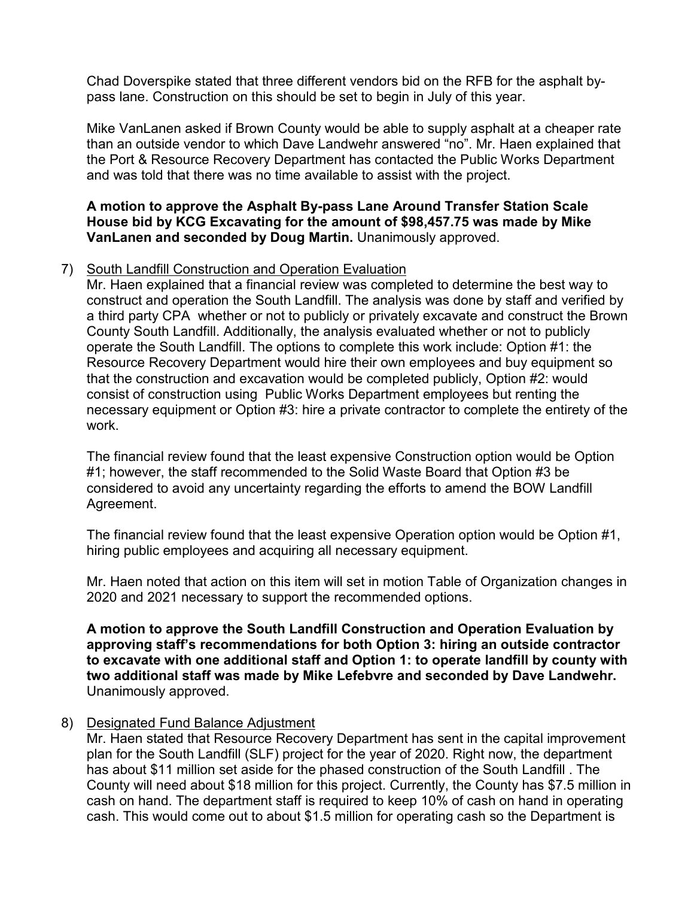Chad Doverspike stated that three different vendors bid on the RFB for the asphalt by-pass lane. Construction on this should be set to begin in July of this year.

Mike VanLanen asked if Brown County would be able to supply asphalt at a cheaper rate than an outside vendor to which Dave Landwehr answered "no". Mr. Haen explained that the Port & Resource Recovery Department has contacted the Public Works Department and was told that there was no time available to assist with the project.

**A motion to approve the Asphalt By-pass Lane Around Transfer Station Scale House bid by KCG Excavating for the amount of $98,457.75 was made by Mike VanLanen and seconded by Doug Martin.** Unanimously approved.

7) South Landfill Construction and Operation Evaluation
Mr. Haen explained that a financial review was completed to determine the best way to construct and operation the South Landfill. The analysis was done by staff and verified by a third party CPA whether or not to publicly or privately excavate and construct the Brown County South Landfill. Additionally, the analysis evaluated whether or not to publicly operate the South Landfill. The options to complete this work include: Option #1: the Resource Recovery Department would hire their own employees and buy equipment so that the construction and excavation would be completed publicly, Option #2: would consist of construction using Public Works Department employees but renting the necessary equipment or Option #3: hire a private contractor to complete the entirety of the work.

The financial review found that the least expensive Construction option would be Option #1; however, the staff recommended to the Solid Waste Board that Option #3 be considered to avoid any uncertainty regarding the efforts to amend the BOW Landfill Agreement.

The financial review found that the least expensive Operation option would be Option #1, hiring public employees and acquiring all necessary equipment.

Mr. Haen noted that action on this item will set in motion Table of Organization changes in 2020 and 2021 necessary to support the recommended options.

**A motion to approve the South Landfill Construction and Operation Evaluation by approving staff's recommendations for both Option 3: hiring an outside contractor to excavate with one additional staff and Option 1: to operate landfill by county with two additional staff was made by Mike Lefebvre and seconded by Dave Landwehr.** Unanimously approved.

8) Designated Fund Balance Adjustment
Mr. Haen stated that Resource Recovery Department has sent in the capital improvement plan for the South Landfill (SLF) project for the year of 2020. Right now, the department has about $11 million set aside for the phased construction of the South Landfill . The County will need about $18 million for this project. Currently, the County has $7.5 million in cash on hand. The department staff is required to keep 10% of cash on hand in operating cash. This would come out to about $1.5 million for operating cash so the Department is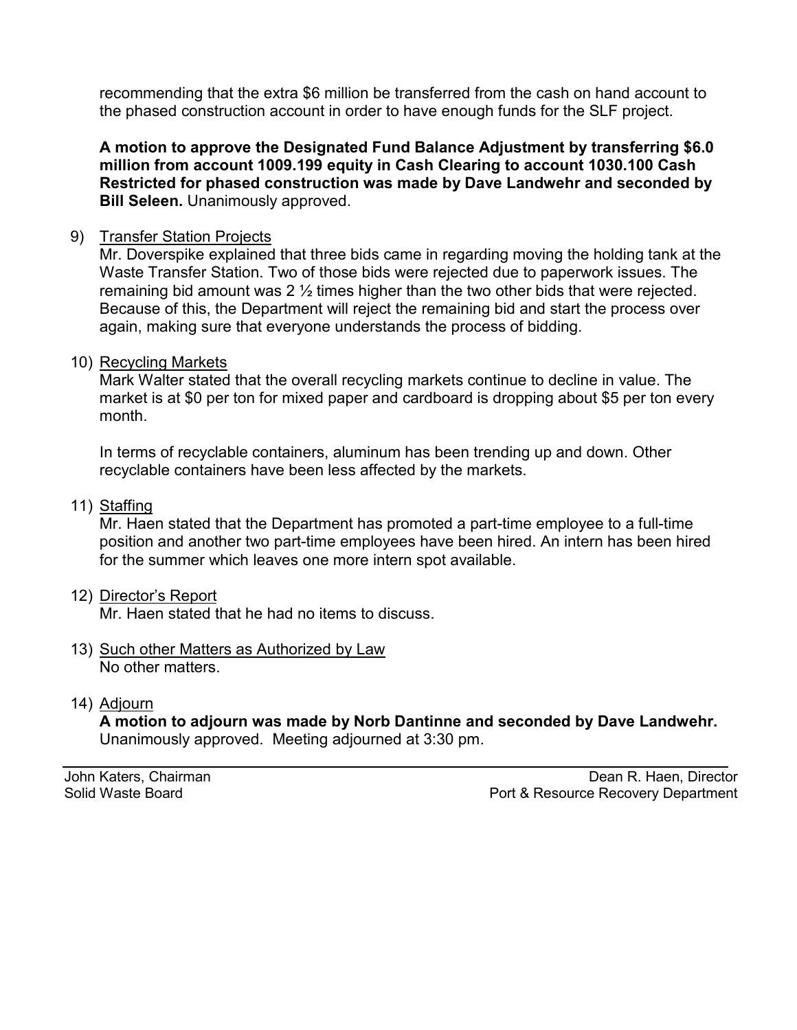recommending that the extra $6 million be transferred from the cash on hand account to the phased construction account in order to have enough funds for the SLF project.

**A motion to approve the Designated Fund Balance Adjustment by transferring $6.0 million from account 1009.199 equity in Cash Clearing to account 1030.100 Cash Restricted for phased construction was made by Dave Landwehr and seconded by Bill Seleen.** Unanimously approved.

9) Transfer Station Projects
   Mr. Doverspike explained that three bids came in regarding moving the holding tank at the Waste Transfer Station. Two of those bids were rejected due to paperwork issues. The remaining bid amount was 2 ½ times higher than the two other bids that were rejected. Because of this, the Department will reject the remaining bid and start the process over again, making sure that everyone understands the process of bidding.

10) Recycling Markets
   Mark Walter stated that the overall recycling markets continue to decline in value. The market is at $0 per ton for mixed paper and cardboard is dropping about $5 per ton every month.

   In terms of recyclable containers, aluminum has been trending up and down. Other recyclable containers have been less affected by the markets.

11) Staffing
   Mr. Haen stated that the Department has promoted a part-time employee to a full-time position and another two part-time employees have been hired. An intern has been hired for the summer which leaves one more intern spot available.

12) Director's Report
   Mr. Haen stated that he had no items to discuss.

13) Such other Matters as Authorized by Law
   No other matters.

14) Adjourn
   **A motion to adjourn was made by Norb Dantinne and seconded by Dave Landwehr.** Unanimously approved. Meeting adjourned at 3:30 pm.

John Katers, Chairman
Solid Waste Board

Dean R. Haen, Director
Port & Resource Recovery Department